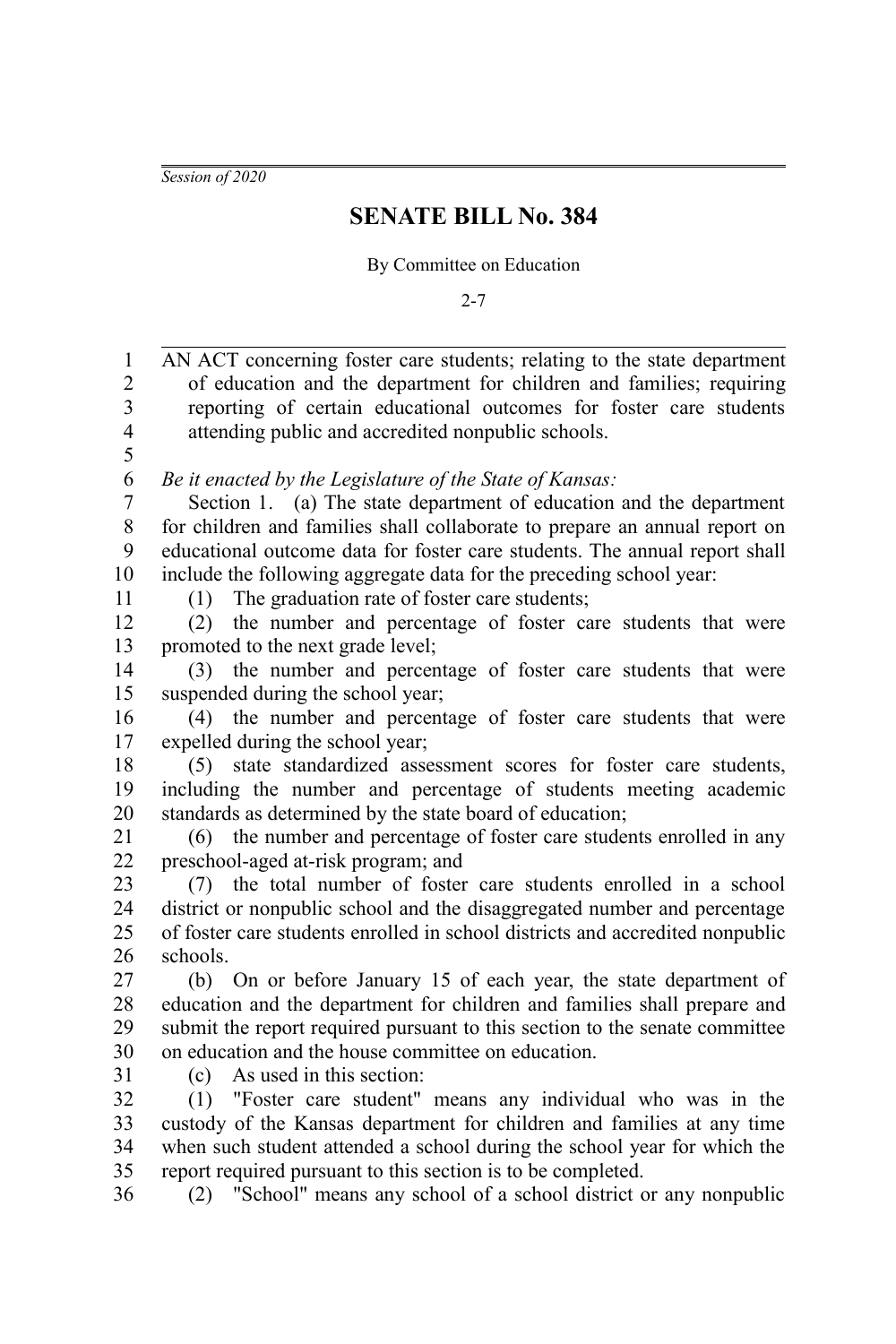*Session of 2020*

# SENATE BILL No. 384

By Committee on Education

2-7

AN ACT concerning foster care students; relating to the state department of education and the department for children and families; requiring reporting of certain educational outcomes for foster care students attending public and accredited nonpublic schools.

*Be it enacted by the Legislature of the State of Kansas:*

Section 1. (a) The state department of education and the department for children and families shall collaborate to prepare an annual report on educational outcome data for foster care students. The annual report shall include the following aggregate data for the preceding school year:

(1) The graduation rate of foster care students;

(2) the number and percentage of foster care students that were promoted to the next grade level;

(3) the number and percentage of foster care students that were suspended during the school year;

(4) the number and percentage of foster care students that were expelled during the school year;

(5) state standardized assessment scores for foster care students, including the number and percentage of students meeting academic standards as determined by the state board of education;

(6) the number and percentage of foster care students enrolled in any preschool-aged at-risk program; and

(7) the total number of foster care students enrolled in a school district or nonpublic school and the disaggregated number and percentage of foster care students enrolled in school districts and accredited nonpublic schools.

(b) On or before January 15 of each year, the state department of education and the department for children and families shall prepare and submit the report required pursuant to this section to the senate committee on education and the house committee on education.

(c) As used in this section:

(1) "Foster care student" means any individual who was in the custody of the Kansas department for children and families at any time when such student attended a school during the school year for which the report required pursuant to this section is to be completed.

(2) "School" means any school of a school district or any nonpublic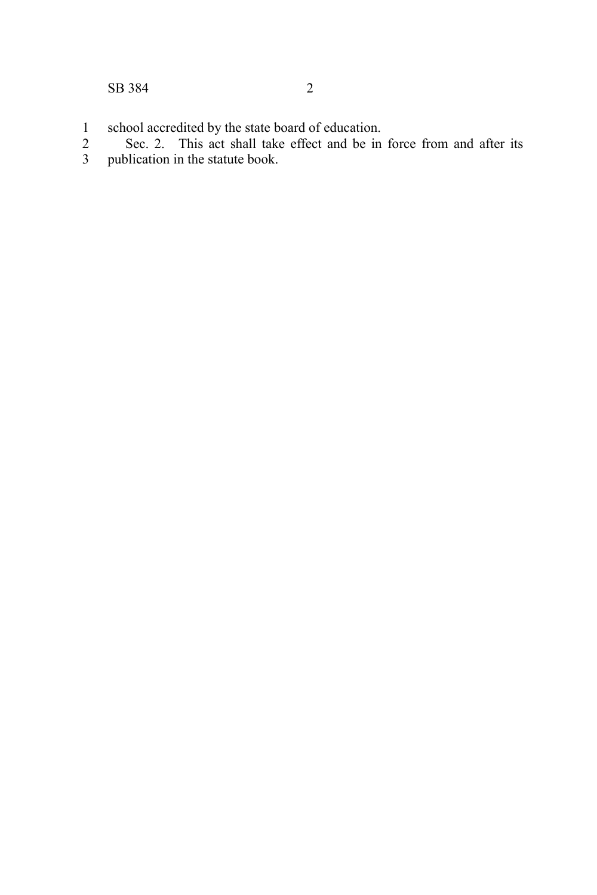school accredited by the state board of education.

Sec. 2. This act shall take effect and be in force from and after its publication in the statute book.